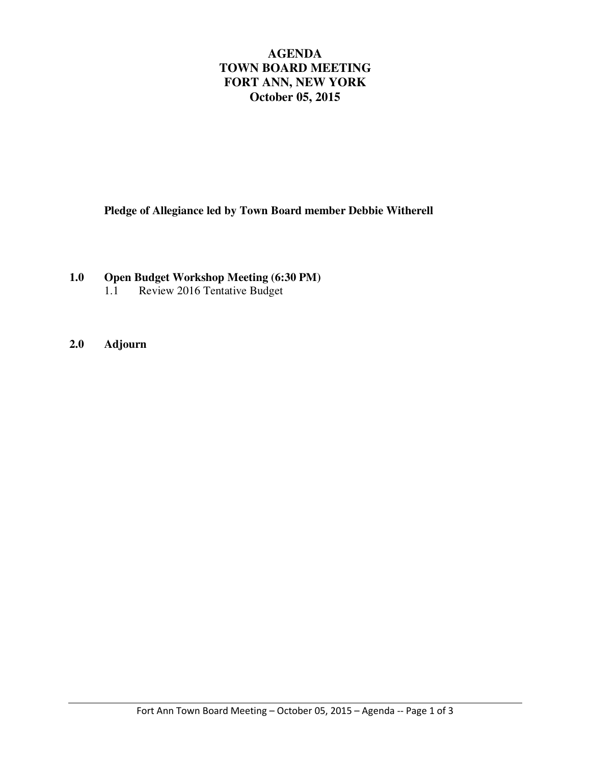# AGENDA
# TOWN BOARD MEETING
# FORT ANN, NEW YORK
# October 05, 2015

**Pledge of Allegiance led by Town Board member Debbie Witherell**

**1.0 Open Budget Workshop Meeting (6:30 PM)**

1.1 Review 2016 Tentative Budget

**2.0 Adjourn**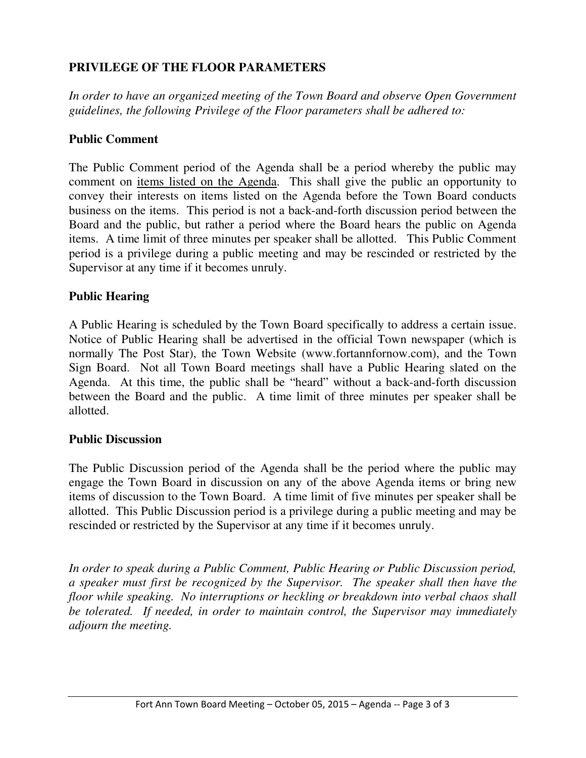## PRIVILEGE OF THE FLOOR PARAMETERS

*In order to have an organized meeting of the Town Board and observe Open Government guidelines, the following Privilege of the Floor parameters shall be adhered to:*

### Public Comment

The Public Comment period of the Agenda shall be a period whereby the public may comment on <u>items listed on the Agenda</u>. This shall give the public an opportunity to convey their interests on items listed on the Agenda before the Town Board conducts business on the items. This period is not a back-and-forth discussion period between the Board and the public, but rather a period where the Board hears the public on Agenda items. A time limit of three minutes per speaker shall be allotted. This Public Comment period is a privilege during a public meeting and may be rescinded or restricted by the Supervisor at any time if it becomes unruly.

### Public Hearing

A Public Hearing is scheduled by the Town Board specifically to address a certain issue. Notice of Public Hearing shall be advertised in the official Town newspaper (which is normally The Post Star), the Town Website (www.fortannfornow.com), and the Town Sign Board. Not all Town Board meetings shall have a Public Hearing slated on the Agenda. At this time, the public shall be "heard" without a back-and-forth discussion between the Board and the public. A time limit of three minutes per speaker shall be allotted.

### Public Discussion

The Public Discussion period of the Agenda shall be the period where the public may engage the Town Board in discussion on any of the above Agenda items or bring new items of discussion to the Town Board. A time limit of five minutes per speaker shall be allotted. This Public Discussion period is a privilege during a public meeting and may be rescinded or restricted by the Supervisor at any time if it becomes unruly.

*In order to speak during a Public Comment, Public Hearing or Public Discussion period, a speaker must first be recognized by the Supervisor. The speaker shall then have the floor while speaking. No interruptions or heckling or breakdown into verbal chaos shall be tolerated. If needed, in order to maintain control, the Supervisor may immediately adjourn the meeting.*